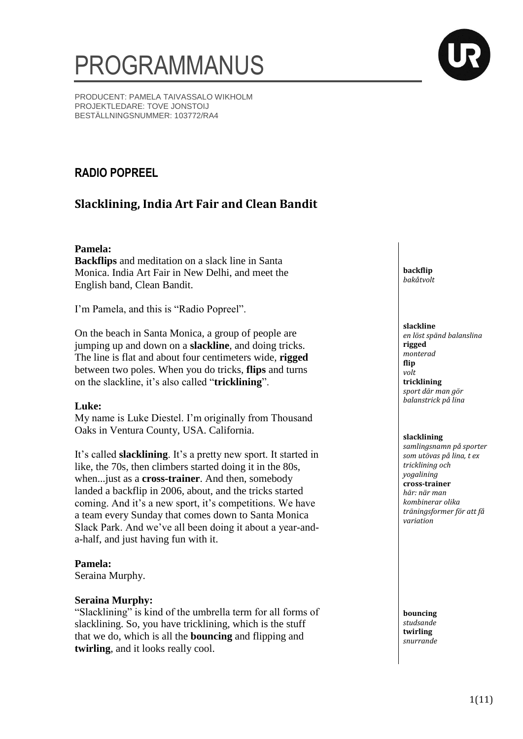# PROGRAMMANUS

PRODUCENT: PAMELA TAIVASSALO WIKHOLM
PROJEKTLEDARE: TOVE JONSTOIJ
BESTÄLLNINGSNUMMER: 103772/RA4

## RADIO POPREEL

## Slacklining, India Art Fair and Clean Bandit

**Pamela:**
**Backflips** and meditation on a slack line in Santa Monica. India Art Fair in New Delhi, and meet the English band, Clean Bandit.

I'm Pamela, and this is "Radio Popreel".

On the beach in Santa Monica, a group of people are jumping up and down on a **slackline**, and doing tricks. The line is flat and about four centimeters wide, **rigged** between two poles. When you do tricks, **flips** and turns on the slackline, it's also called "**tricklining**".

**Luke:**
My name is Luke Diestel. I'm originally from Thousand Oaks in Ventura County, USA. California.

It's called **slacklining**. It's a pretty new sport. It started in like, the 70s, then climbers started doing it in the 80s, when...just as a **cross-trainer**. And then, somebody landed a backflip in 2006, about, and the tricks started coming. And it's a new sport, it's competitions. We have a team every Sunday that comes down to Santa Monica Slack Park. And we've all been doing it about a year-and-a-half, and just having fun with it.

**Pamela:**
Seraina Murphy.

**Seraina Murphy:**
"Slacklining" is kind of the umbrella term for all forms of slacklining. So, you have tricklining, which is the stuff that we do, which is all the **bouncing** and flipping and **twirling**, and it looks really cool.

---

**backflip**
*bakåtvolt*

**slackline**
*en löst spänd balanslina*
**rigged**
*monterad*
**flip**
*volt*
**tricklining**
*sport där man gör balanstrick på lina*

**slacklining**
*samlingsnamn på sporter som utövas på lina, t ex tricklining och yogalining*
**cross-trainer**
*här: när man kombinerar olika träningsformer för att få variation*

**bouncing**
*studsande*
**twirling**
*snurrande*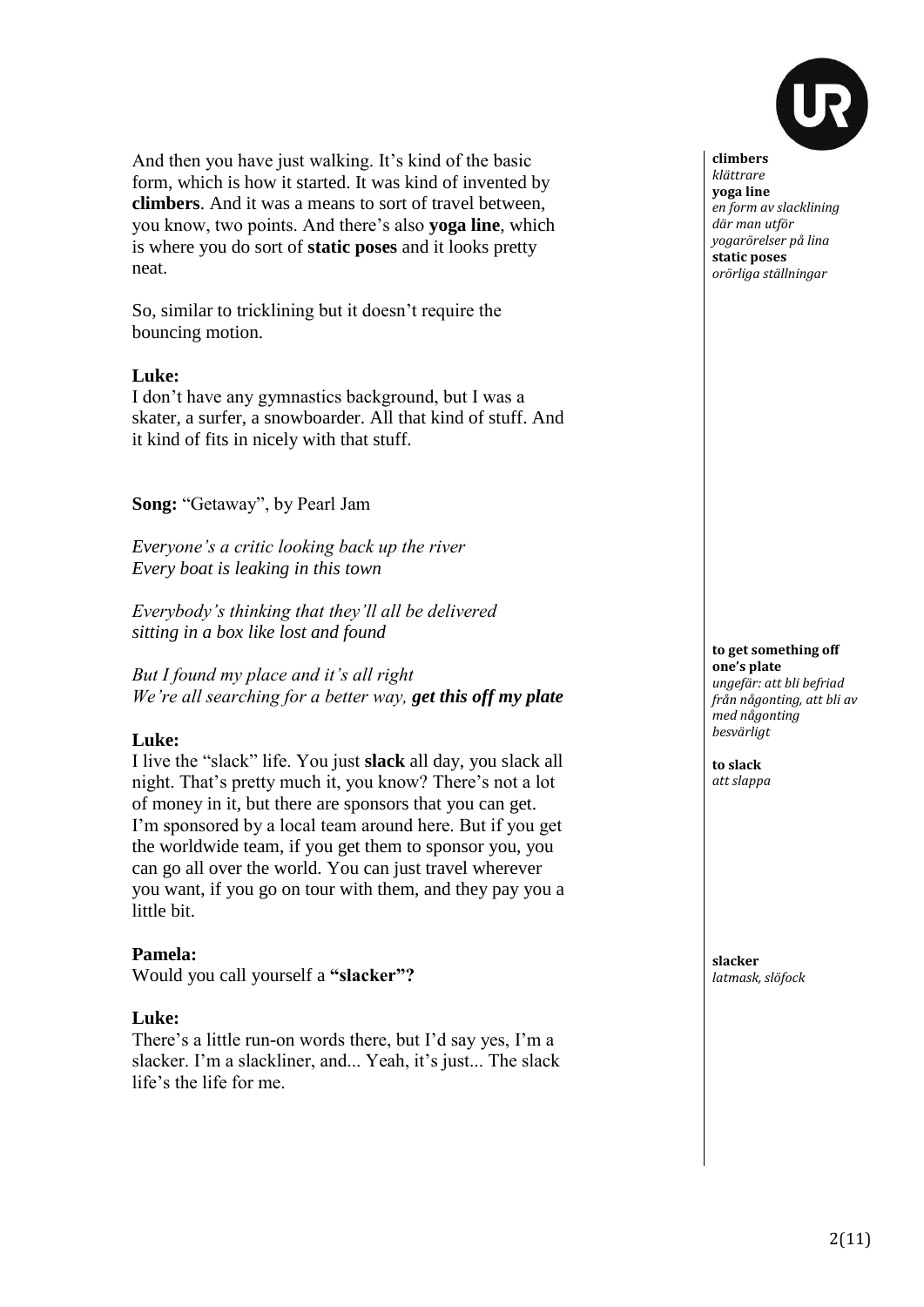And then you have just walking. It's kind of the basic form, which is how it started. It was kind of invented by **climbers**. And it was a means to sort of travel between, you know, two points. And there's also **yoga line**, which is where you do sort of **static poses** and it looks pretty neat.

So, similar to tricklining but it doesn't require the bouncing motion.

**Luke:**
I don't have any gymnastics background, but I was a skater, a surfer, a snowboarder. All that kind of stuff. And it kind of fits in nicely with that stuff.

**Song:** "Getaway", by Pearl Jam

*Everyone's a critic looking back up the river*
*Every boat is leaking in this town*

*Everybody's thinking that they'll all be delivered*
*sitting in a box like lost and found*

*But I found my place and it's all right*
*We're all searching for a better way,* ***get this off my plate***

**Luke:**
I live the "slack" life. You just **slack** all day, you slack all night. That's pretty much it, you know? There's not a lot of money in it, but there are sponsors that you can get. I'm sponsored by a local team around here. But if you get the worldwide team, if you get them to sponsor you, you can go all over the world. You can just travel wherever you want, if you go on tour with them, and they pay you a little bit.

**Pamela:**
Would you call yourself a **"slacker"?**

**Luke:**
There's a little run-on words there, but I'd say yes, I'm a slacker. I'm a slackliner, and... Yeah, it's just... The slack life's the life for me.

---

**climbers**
*klättrare*
**yoga line**
*en form av slacklining där man utför yogarörelser på lina*
**static poses**
*orörliga ställningar*

**to get something off one's plate**
*ungefär: att bli befriad från någonting, att bli av med någonting besvärligt*

**to slack**
*att slappa*

**slacker**
*latmask, slöfock*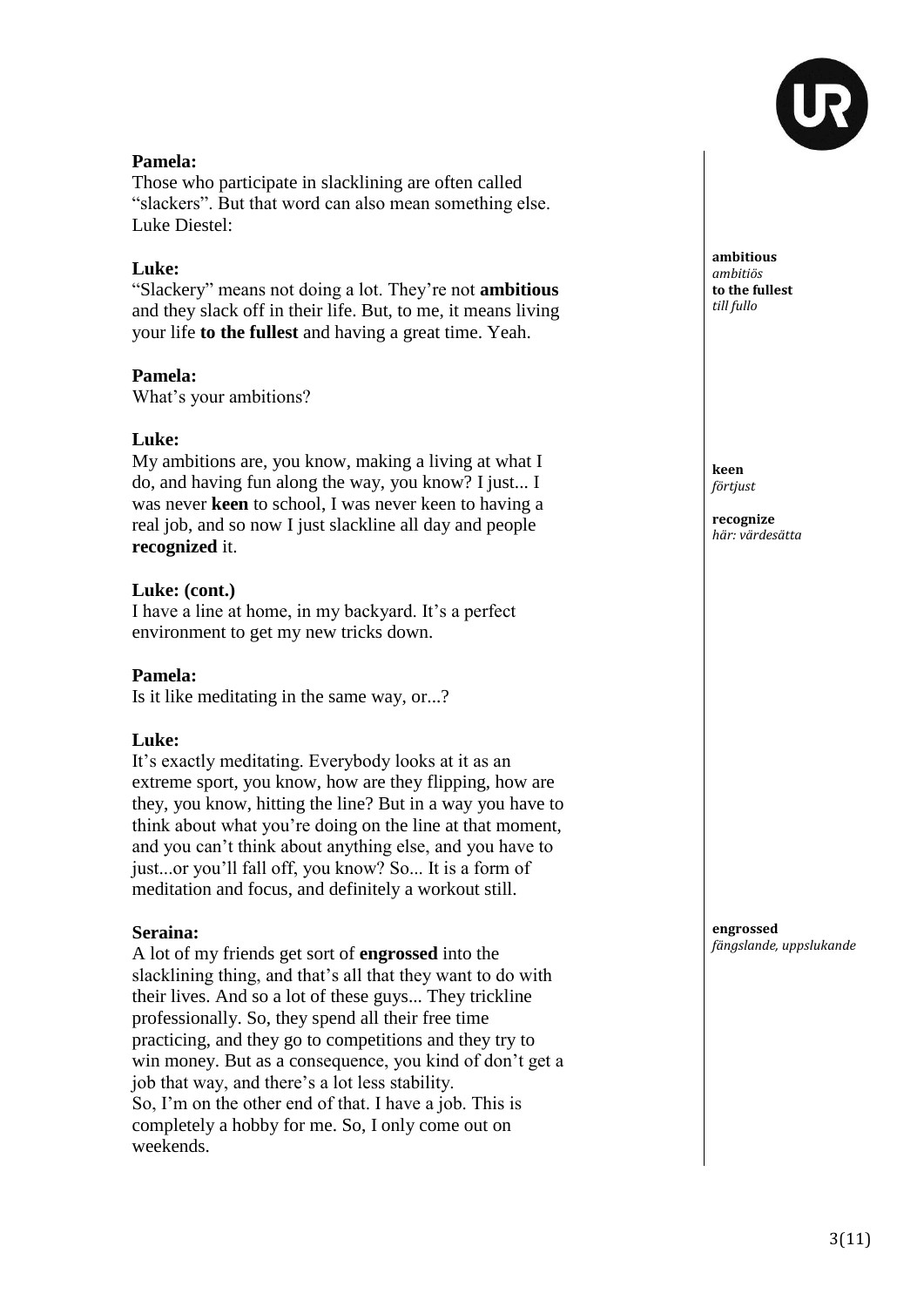**Pamela:**
Those who participate in slacklining are often called "slackers". But that word can also mean something else. Luke Diestel:

**Luke:**
"Slackery" means not doing a lot. They're not **ambitious** and they slack off in their life. But, to me, it means living your life **to the fullest** and having a great time. Yeah.

**ambitious**
*ambitiös*
**to the fullest**
*till fullo*

**Pamela:**
What's your ambitions?

**Luke:**
My ambitions are, you know, making a living at what I do, and having fun along the way, you know? I just... I was never **keen** to school, I was never keen to having a real job, and so now I just slackline all day and people **recognized** it.

**keen**
*förtjust*

**recognize**
*här: värdesätta*

**Luke: (cont.)**
I have a line at home, in my backyard. It's a perfect environment to get my new tricks down.

**Pamela:**
Is it like meditating in the same way, or...?

**Luke:**
It's exactly meditating. Everybody looks at it as an extreme sport, you know, how are they flipping, how are they, you know, hitting the line? But in a way you have to think about what you're doing on the line at that moment, and you can't think about anything else, and you have to just...or you'll fall off, you know? So... It is a form of meditation and focus, and definitely a workout still.

**Seraina:**
A lot of my friends get sort of **engrossed** into the slacklining thing, and that's all that they want to do with their lives. And so a lot of these guys... They trickline professionally. So, they spend all their free time practicing, and they go to competitions and they try to win money. But as a consequence, you kind of don't get a job that way, and there's a lot less stability.
So, I'm on the other end of that. I have a job. This is completely a hobby for me. So, I only come out on weekends.

**engrossed**
*fängslande, uppslukande*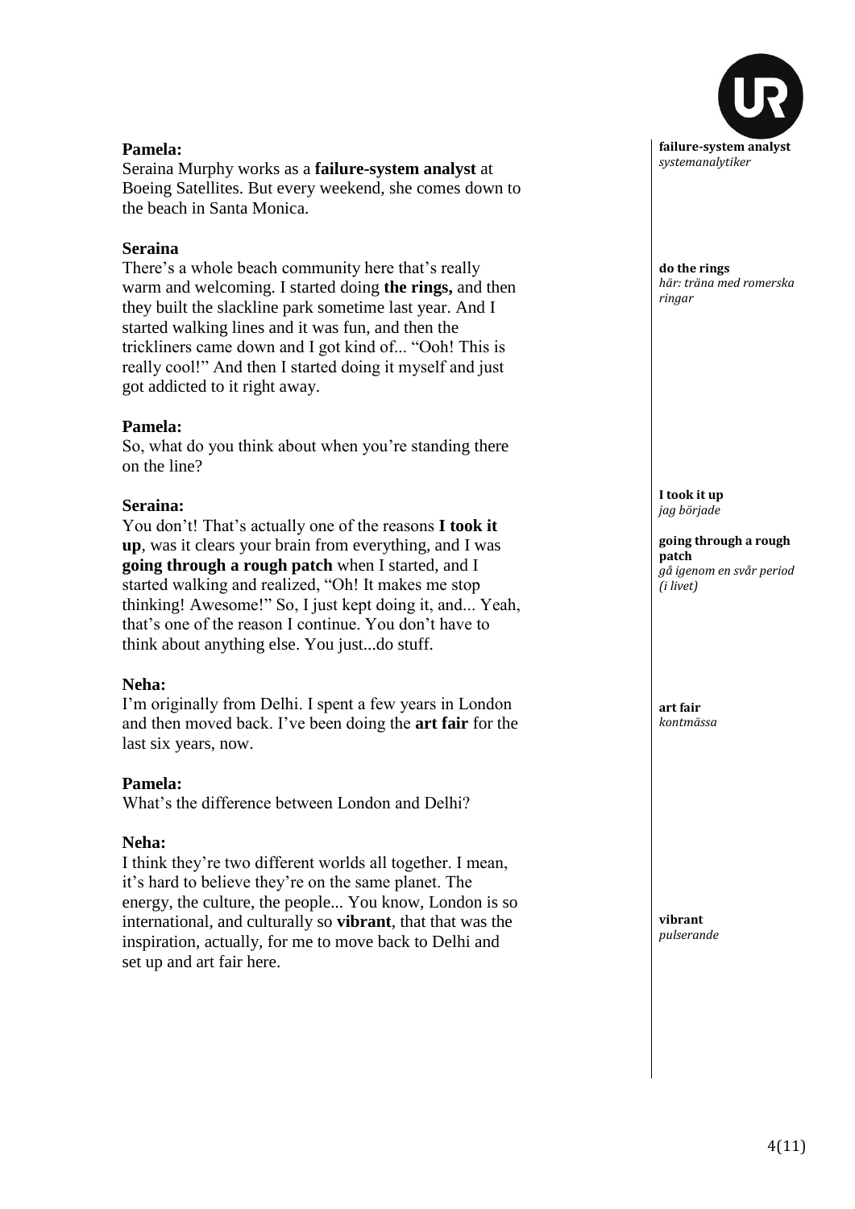**Pamela:**
Seraina Murphy works as a **failure-system analyst** at Boeing Satellites. But every weekend, she comes down to the beach in Santa Monica.

**Seraina**
There's a whole beach community here that's really warm and welcoming. I started doing **the rings,** and then they built the slackline park sometime last year. And I started walking lines and it was fun, and then the trickliners came down and I got kind of... "Ooh! This is really cool!" And then I started doing it myself and just got addicted to it right away.

**Pamela:**
So, what do you think about when you're standing there on the line?

**Seraina:**
You don't! That's actually one of the reasons **I took it up**, was it clears your brain from everything, and I was **going through a rough patch** when I started, and I started walking and realized, "Oh! It makes me stop thinking! Awesome!" So, I just kept doing it, and... Yeah, that's one of the reason I continue. You don't have to think about anything else. You just...do stuff.

**Neha:**
I'm originally from Delhi. I spent a few years in London and then moved back. I've been doing the **art fair** for the last six years, now.

**Pamela:**
What's the difference between London and Delhi?

**Neha:**
I think they're two different worlds all together. I mean, it's hard to believe they're on the same planet. The energy, the culture, the people... You know, London is so international, and culturally so **vibrant**, that that was the inspiration, actually, for me to move back to Delhi and set up and art fair here.

---

**failure-system analyst**
*systemanalytiker*

**do the rings**
*här: träna med romerska ringar*

**I took it up**
*jag började*

**going through a rough patch**
*gå igenom en svår period (i livet)*

**art fair**
*kontmässa*

**vibrant**
*pulserande*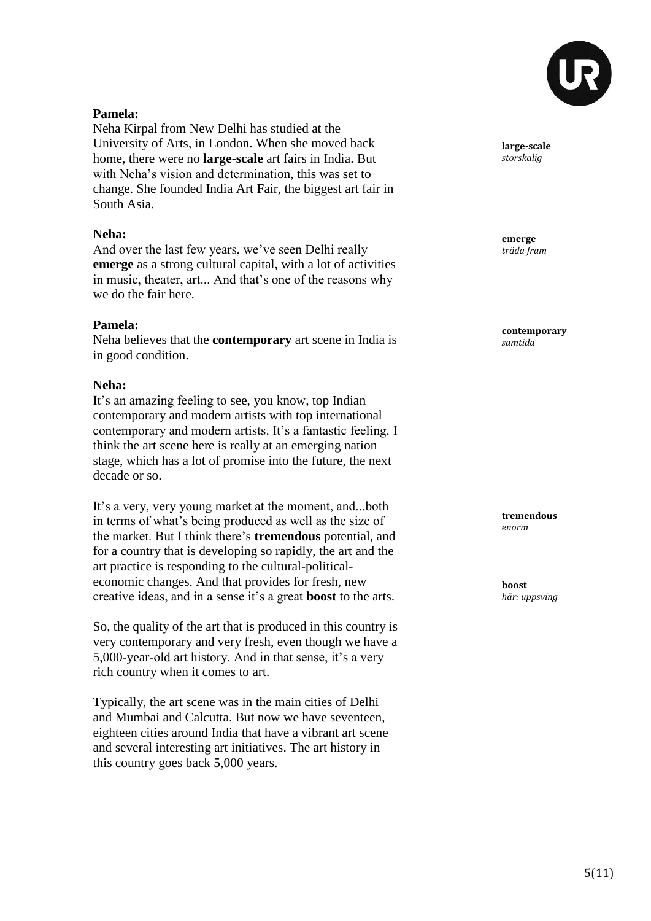**Pamela:**
Neha Kirpal from New Delhi has studied at the University of Arts, in London. When she moved back home, there were no **large-scale** art fairs in India. But with Neha's vision and determination, this was set to change. She founded India Art Fair, the biggest art fair in South Asia.

**large-scale**
*storskalig*

**Neha:**
And over the last few years, we've seen Delhi really **emerge** as a strong cultural capital, with a lot of activities in music, theater, art... And that's one of the reasons why we do the fair here.

**emerge**
*träda fram*

**Pamela:**
Neha believes that the **contemporary** art scene in India is in good condition.

**contemporary**
*samtida*

**Neha:**
It's an amazing feeling to see, you know, top Indian contemporary and modern artists with top international contemporary and modern artists. It's a fantastic feeling. I think the art scene here is really at an emerging nation stage, which has a lot of promise into the future, the next decade or so.

It's a very, very young market at the moment, and...both in terms of what's being produced as well as the size of the market. But I think there's **tremendous** potential, and for a country that is developing so rapidly, the art and the art practice is responding to the cultural-political-economic changes. And that provides for fresh, new creative ideas, and in a sense it's a great **boost** to the arts.

**tremendous**
*enorm*

**boost**
*här: uppsving*

So, the quality of the art that is produced in this country is very contemporary and very fresh, even though we have a 5,000-year-old art history. And in that sense, it's a very rich country when it comes to art.

Typically, the art scene was in the main cities of Delhi and Mumbai and Calcutta. But now we have seventeen, eighteen cities around India that have a vibrant art scene and several interesting art initiatives. The art history in this country goes back 5,000 years.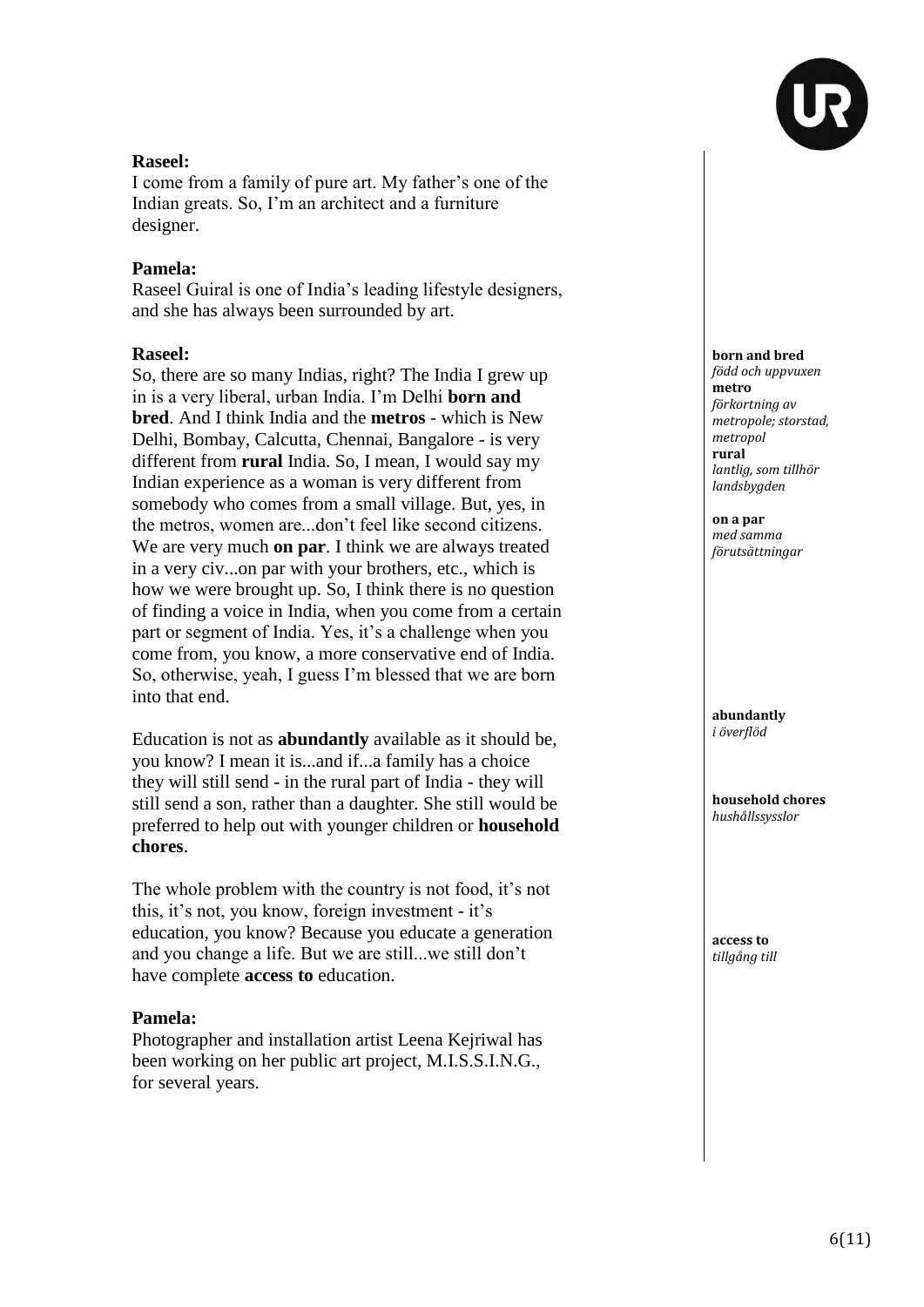**Raseel:**
I come from a family of pure art. My father's one of the Indian greats. So, I'm an architect and a furniture designer.

**Pamela:**
Raseel Guiral is one of India's leading lifestyle designers, and she has always been surrounded by art.

**Raseel:**
So, there are so many Indias, right? The India I grew up in is a very liberal, urban India. I'm Delhi **born and bred**. And I think India and the **metros** - which is New Delhi, Bombay, Calcutta, Chennai, Bangalore - is very different from **rural** India. So, I mean, I would say my Indian experience as a woman is very different from somebody who comes from a small village. But, yes, in the metros, women are...don't feel like second citizens. We are very much **on par**. I think we are always treated in a very civ...on par with your brothers, etc., which is how we were brought up. So, I think there is no question of finding a voice in India, when you come from a certain part or segment of India. Yes, it's a challenge when you come from, you know, a more conservative end of India. So, otherwise, yeah, I guess I'm blessed that we are born into that end.

> **born and bred**
> *född och uppvuxen*
> **metro**
> *förkortning av metropole; storstad, metropol*
> **rural**
> *lantlig, som tillhör landsbygden*
>
> **on a par**
> *med samma förutsättningar*

Education is not as **abundantly** available as it should be, you know? I mean it is...and if...a family has a choice they will still send - in the rural part of India - they will still send a son, rather than a daughter. She still would be preferred to help out with younger children or **household chores**.

> **abundantly**
> *i överflöd*
>
> **household chores**
> *hushållssysslor*

The whole problem with the country is not food, it's not this, it's not, you know, foreign investment - it's education, you know? Because you educate a generation and you change a life. But we are still...we still don't have complete **access to** education.

> **access to**
> *tillgång till*

**Pamela:**
Photographer and installation artist Leena Kejriwal has been working on her public art project, M.I.S.S.I.N.G., for several years.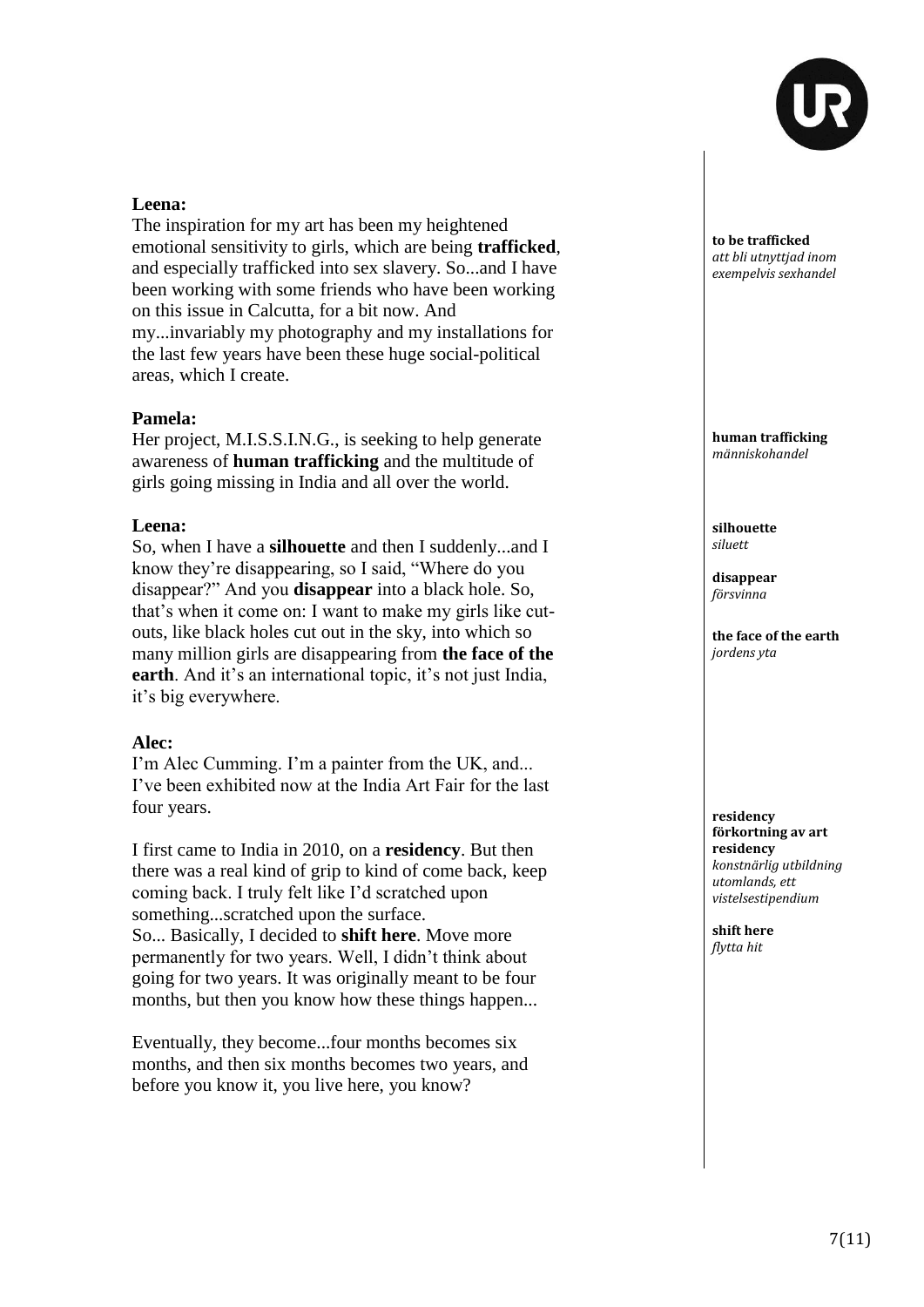**Leena:**
The inspiration for my art has been my heightened emotional sensitivity to girls, which are being **trafficked**, and especially trafficked into sex slavery. So...and I have been working with some friends who have been working on this issue in Calcutta, for a bit now. And my...invariably my photography and my installations for the last few years have been these huge social-political areas, which I create.

**to be trafficked**
*att bli utnyttjad inom exempelvis sexhandel*

**Pamela:**
Her project, M.I.S.S.I.N.G., is seeking to help generate awareness of **human trafficking** and the multitude of girls going missing in India and all over the world.

**human trafficking**
*människohandel*

**Leena:**
So, when I have a **silhouette** and then I suddenly...and I know they're disappearing, so I said, "Where do you disappear?" And you **disappear** into a black hole. So, that's when it come on: I want to make my girls like cut-outs, like black holes cut out in the sky, into which so many million girls are disappearing from **the face of the earth**. And it's an international topic, it's not just India, it's big everywhere.

**silhouette**
*siluett*

**disappear**
*försvinna*

**the face of the earth**
*jordens yta*

**Alec:**
I'm Alec Cumming. I'm a painter from the UK, and... I've been exhibited now at the India Art Fair for the last four years.

I first came to India in 2010, on a **residency**. But then there was a real kind of grip to kind of come back, keep coming back. I truly felt like I'd scratched upon something...scratched upon the surface.
So... Basically, I decided to **shift here**. Move more permanently for two years. Well, I didn't think about going for two years. It was originally meant to be four months, but then you know how these things happen...

**residency**
**förkortning av art residency**
*konstnärlig utbildning utomlands, ett vistelsestipendium*

**shift here**
*flytta hit*

Eventually, they become...four months becomes six months, and then six months becomes two years, and before you know it, you live here, you know?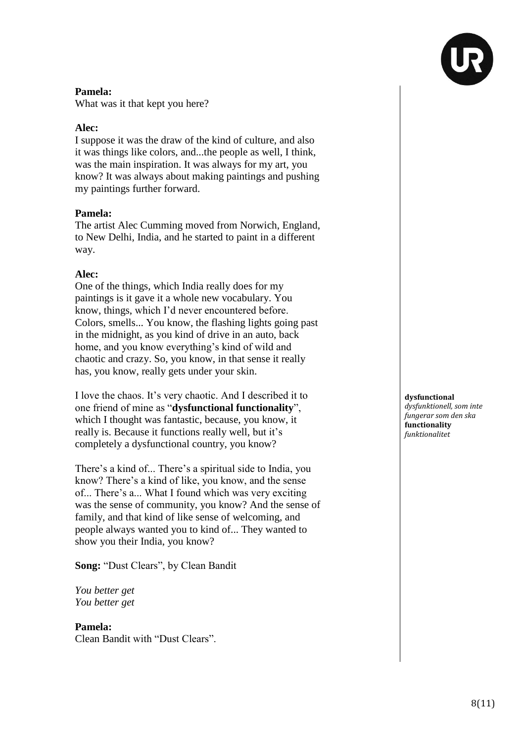**Pamela:**
What was it that kept you here?

**Alec:**
I suppose it was the draw of the kind of culture, and also it was things like colors, and...the people as well, I think, was the main inspiration. It was always for my art, you know? It was always about making paintings and pushing my paintings further forward.

**Pamela:**
The artist Alec Cumming moved from Norwich, England, to New Delhi, India, and he started to paint in a different way.

**Alec:**
One of the things, which India really does for my paintings is it gave it a whole new vocabulary. You know, things, which I'd never encountered before. Colors, smells... You know, the flashing lights going past in the midnight, as you kind of drive in an auto, back home, and you know everything's kind of wild and chaotic and crazy. So, you know, in that sense it really has, you know, really gets under your skin.

I love the chaos. It's very chaotic. And I described it to one friend of mine as "**dysfunctional functionality**", which I thought was fantastic, because, you know, it really is. Because it functions really well, but it's completely a dysfunctional country, you know?

**dysfunctional**
*dysfunktionell, som inte fungerar som den ska*
**functionality**
*funktionalitet*

There's a kind of... There's a spiritual side to India, you know? There's a kind of like, you know, and the sense of... There's a... What I found which was very exciting was the sense of community, you know? And the sense of family, and that kind of like sense of welcoming, and people always wanted you to kind of... They wanted to show you their India, you know?

**Song:** "Dust Clears", by Clean Bandit

*You better get*
*You better get*

**Pamela:**
Clean Bandit with "Dust Clears".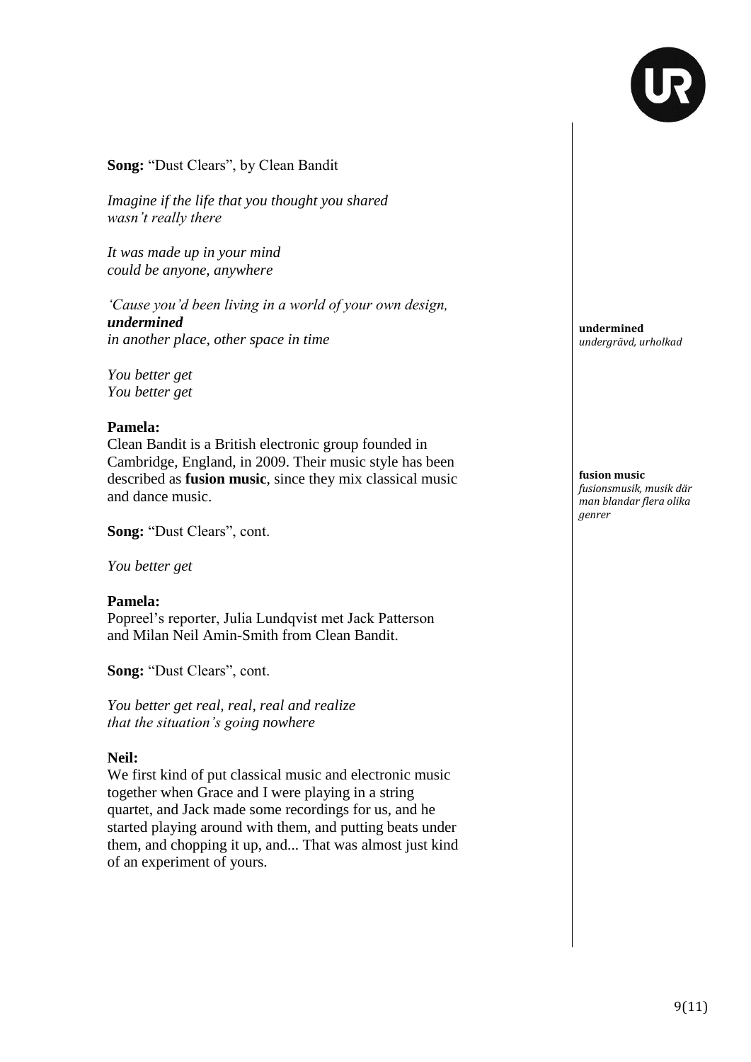**Song:** "Dust Clears", by Clean Bandit

*Imagine if the life that you thought you shared*
*wasn't really there*

*It was made up in your mind*
*could be anyone, anywhere*

*'Cause you'd been living in a world of your own design,*
***undermined***
*in another place, other space in time*

*You better get*
*You better get*

**Pamela:**
Clean Bandit is a British electronic group founded in Cambridge, England, in 2009. Their music style has been described as **fusion music**, since they mix classical music and dance music.

**Song:** "Dust Clears", cont.

*You better get*

**Pamela:**
Popreel's reporter, Julia Lundqvist met Jack Patterson and Milan Neil Amin-Smith from Clean Bandit.

**Song:** "Dust Clears", cont.

*You better get real, real, real and realize*
*that the situation's going nowhere*

**Neil:**
We first kind of put classical music and electronic music together when Grace and I were playing in a string quartet, and Jack made some recordings for us, and he started playing around with them, and putting beats under them, and chopping it up, and... That was almost just kind of an experiment of yours.

---

**undermined**
*undergrävd, urholkad*

**fusion music**
*fusionsmusik, musik där man blandar flera olika genrer*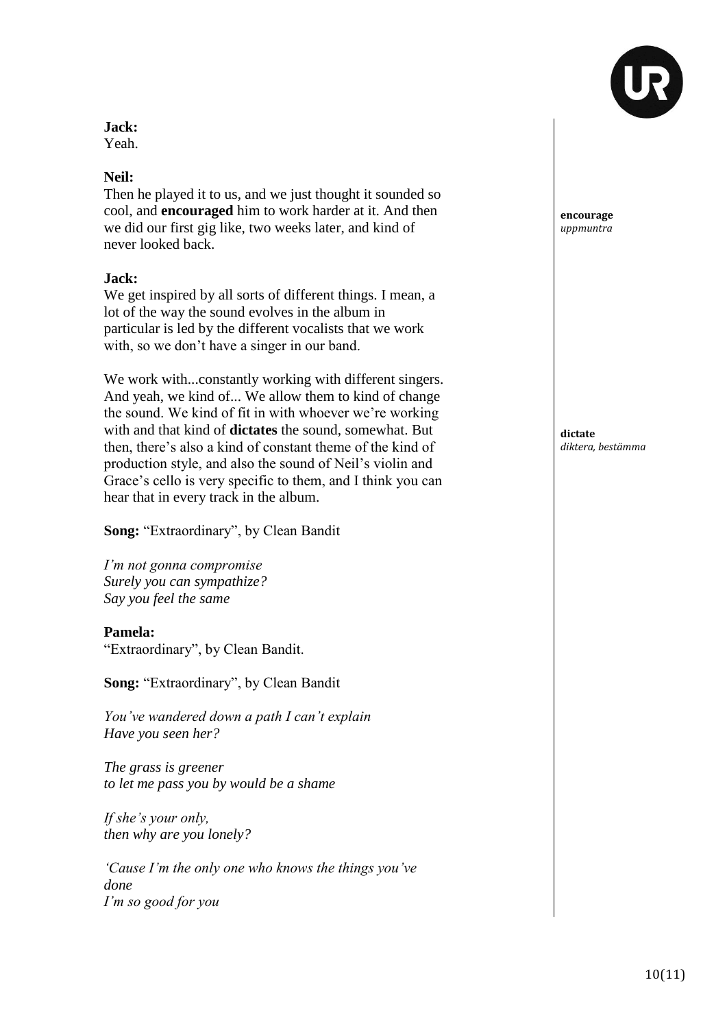**Jack:**
Yeah.

**Neil:**
Then he played it to us, and we just thought it sounded so cool, and **encouraged** him to work harder at it. And then we did our first gig like, two weeks later, and kind of never looked back.

**encourage**
*uppmuntra*

**Jack:**
We get inspired by all sorts of different things. I mean, a lot of the way the sound evolves in the album in particular is led by the different vocalists that we work with, so we don't have a singer in our band.

We work with...constantly working with different singers. And yeah, we kind of... We allow them to kind of change the sound. We kind of fit in with whoever we're working with and that kind of **dictates** the sound, somewhat. But then, there's also a kind of constant theme of the kind of production style, and also the sound of Neil's violin and Grace's cello is very specific to them, and I think you can hear that in every track in the album.

**dictate**
*diktera, bestämma*

**Song:** "Extraordinary", by Clean Bandit

*I'm not gonna compromise*
*Surely you can sympathize?*
*Say you feel the same*

**Pamela:**
"Extraordinary", by Clean Bandit.

**Song:** "Extraordinary", by Clean Bandit

*You've wandered down a path I can't explain*
*Have you seen her?*

*The grass is greener*
*to let me pass you by would be a shame*

*If she's your only,*
*then why are you lonely?*

*'Cause I'm the only one who knows the things you've done*
*I'm so good for you*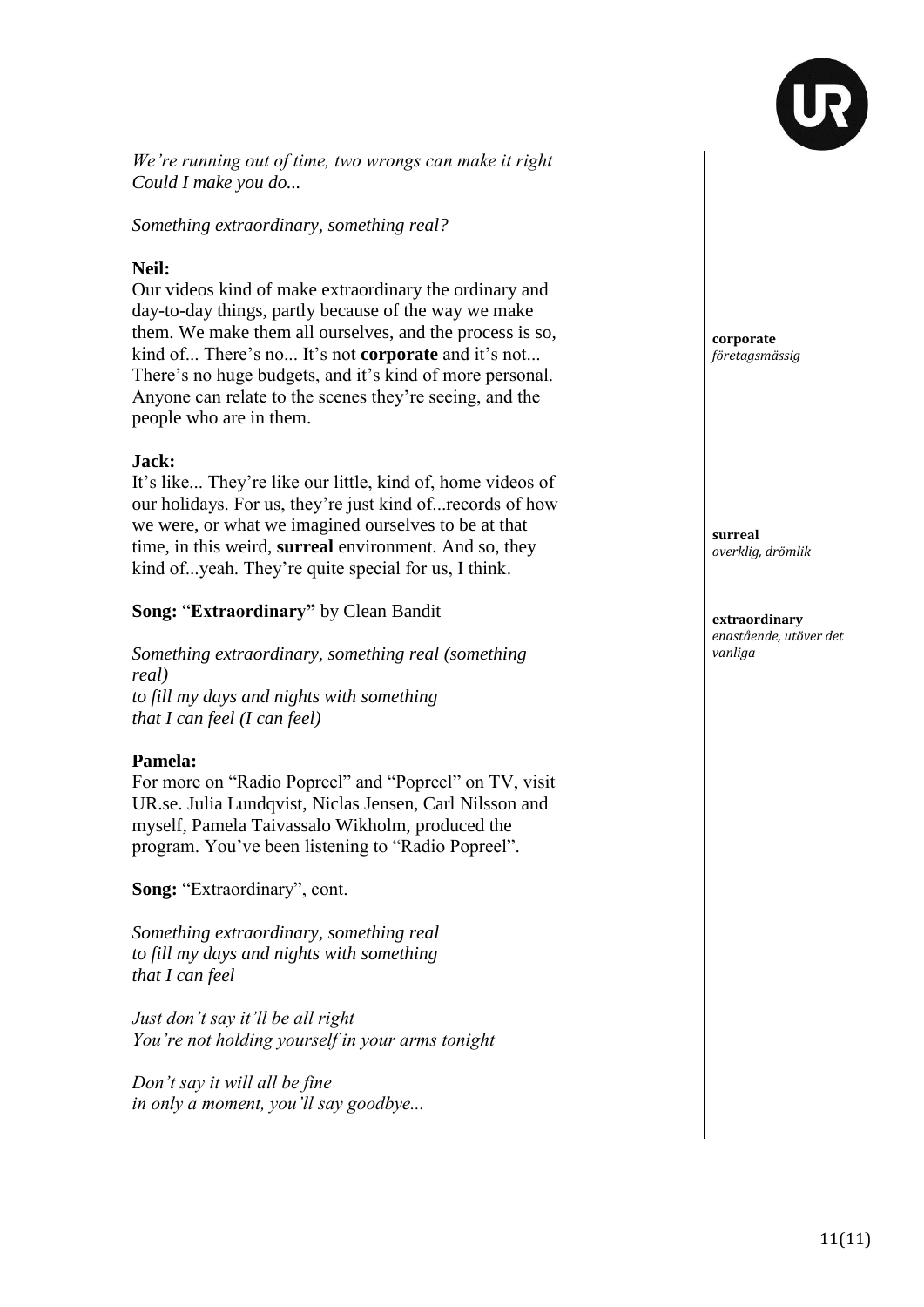*We're running out of time, two wrongs can make it right*
*Could I make you do...*

*Something extraordinary, something real?*

**Neil:**
Our videos kind of make extraordinary the ordinary and day-to-day things, partly because of the way we make them. We make them all ourselves, and the process is so, kind of... There's no... It's not **corporate** and it's not... There's no huge budgets, and it's kind of more personal. Anyone can relate to the scenes they're seeing, and the people who are in them.

**corporate**
*företagsmässig*

**Jack:**
It's like... They're like our little, kind of, home videos of our holidays. For us, they're just kind of...records of how we were, or what we imagined ourselves to be at that time, in this weird, **surreal** environment. And so, they kind of...yeah. They're quite special for us, I think.

**surreal**
*overklig, drömlik*

**Song:** "**Extraordinary"** by Clean Bandit

**extraordinary**
*enastående, utöver det vanliga*

*Something extraordinary, something real (something real)*
*to fill my days and nights with something*
*that I can feel (I can feel)*

**Pamela:**
For more on "Radio Popreel" and "Popreel" on TV, visit UR.se. Julia Lundqvist, Niclas Jensen, Carl Nilsson and myself, Pamela Taivassalo Wikholm, produced the program. You've been listening to "Radio Popreel".

**Song:** "Extraordinary", cont.

*Something extraordinary, something real*
*to fill my days and nights with something*
*that I can feel*

*Just don't say it'll be all right*
*You're not holding yourself in your arms tonight*

*Don't say it will all be fine*
*in only a moment, you'll say goodbye...*